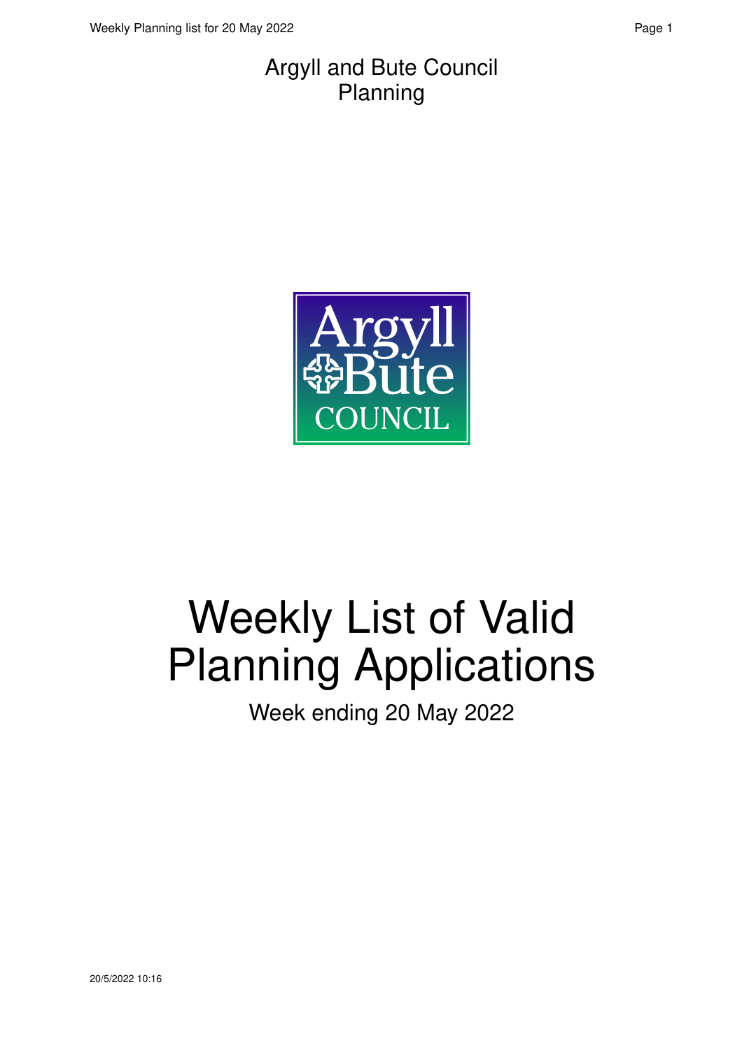# Argyll and Bute Council
## Planning

# Weekly List of Valid Planning Applications

Week ending 20 May 2022

20/5/2022 10:16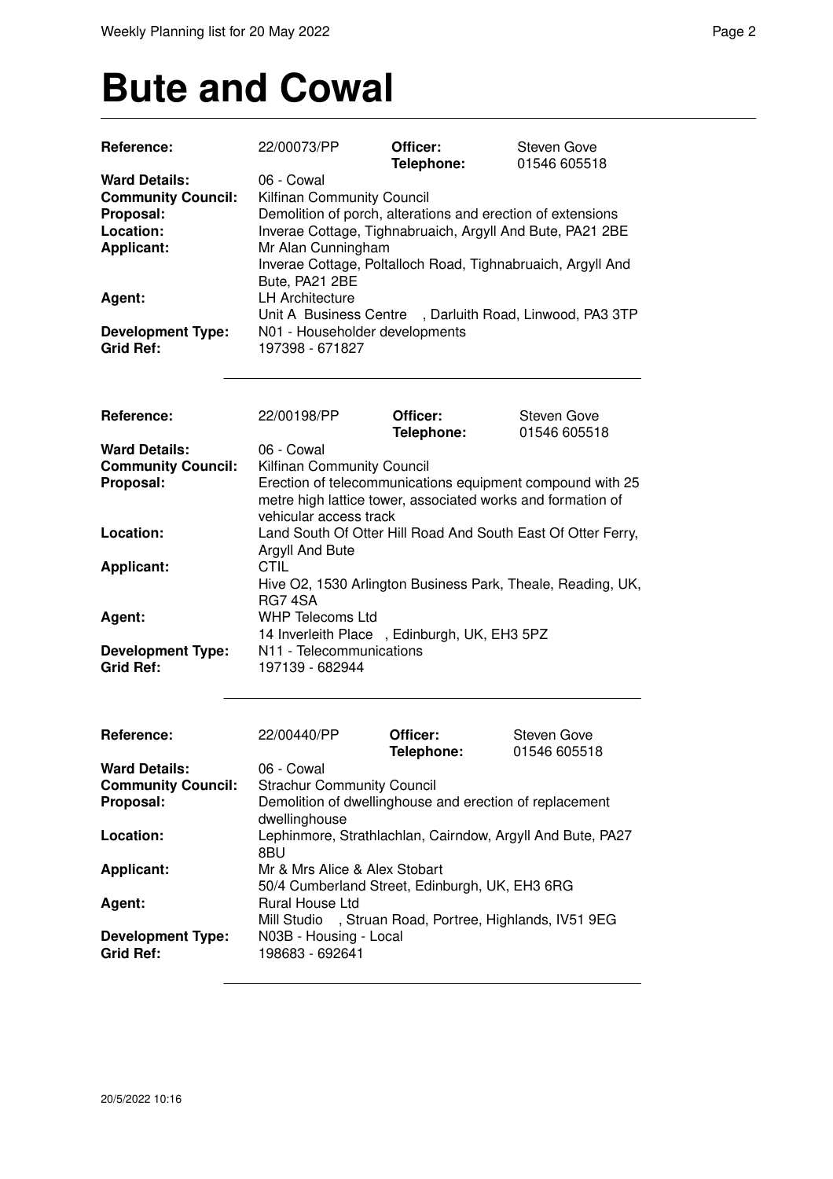# Bute and Cowal

| | | | |
|---|---|---|---|
| **Reference:** | 22/00073/PP | **Officer:** **Telephone:** | Steven Gove 01546 605518 |
| **Ward Details:** | 06 - Cowal | | |
| **Community Council:** | Kilfinan Community Council | | |
| **Proposal:** | Demolition of porch, alterations and erection of extensions | | |
| **Location:** | Inverae Cottage, Tighnabruaich, Argyll And Bute, PA21 2BE | | |
| **Applicant:** | Mr Alan Cunningham Inverae Cottage, Poltalloch Road, Tighnabruaich, Argyll And Bute, PA21 2BE | | |
| **Agent:** | LH Architecture Unit A Business Centre , Darluith Road, Linwood, PA3 3TP | | |
| **Development Type:** | N01 - Householder developments | | |
| **Grid Ref:** | 197398 - 671827 | | |

| | | | |
|---|---|---|---|
| **Reference:** | 22/00198/PP | **Officer:** **Telephone:** | Steven Gove 01546 605518 |
| **Ward Details:** | 06 - Cowal | | |
| **Community Council:** | Kilfinan Community Council | | |
| **Proposal:** | Erection of telecommunications equipment compound with 25 metre high lattice tower, associated works and formation of vehicular access track | | |
| **Location:** | Land South Of Otter Hill Road And South East Of Otter Ferry, Argyll And Bute | | |
| **Applicant:** | CTIL Hive O2, 1530 Arlington Business Park, Theale, Reading, UK, RG7 4SA | | |
| **Agent:** | WHP Telecoms Ltd 14 Inverleith Place , Edinburgh, UK, EH3 5PZ | | |
| **Development Type:** | N11 - Telecommunications | | |
| **Grid Ref:** | 197139 - 682944 | | |

| | | | |
|---|---|---|---|
| **Reference:** | 22/00440/PP | **Officer:** **Telephone:** | Steven Gove 01546 605518 |
| **Ward Details:** | 06 - Cowal | | |
| **Community Council:** | Strachur Community Council | | |
| **Proposal:** | Demolition of dwellinghouse and erection of replacement dwellinghouse | | |
| **Location:** | Lephinmore, Strathlachlan, Cairndow, Argyll And Bute, PA27 8BU | | |
| **Applicant:** | Mr & Mrs Alice & Alex Stobart 50/4 Cumberland Street, Edinburgh, UK, EH3 6RG | | |
| **Agent:** | Rural House Ltd Mill Studio , Struan Road, Portree, Highlands, IV51 9EG | | |
| **Development Type:** | N03B - Housing - Local | | |
| **Grid Ref:** | 198683 - 692641 | | |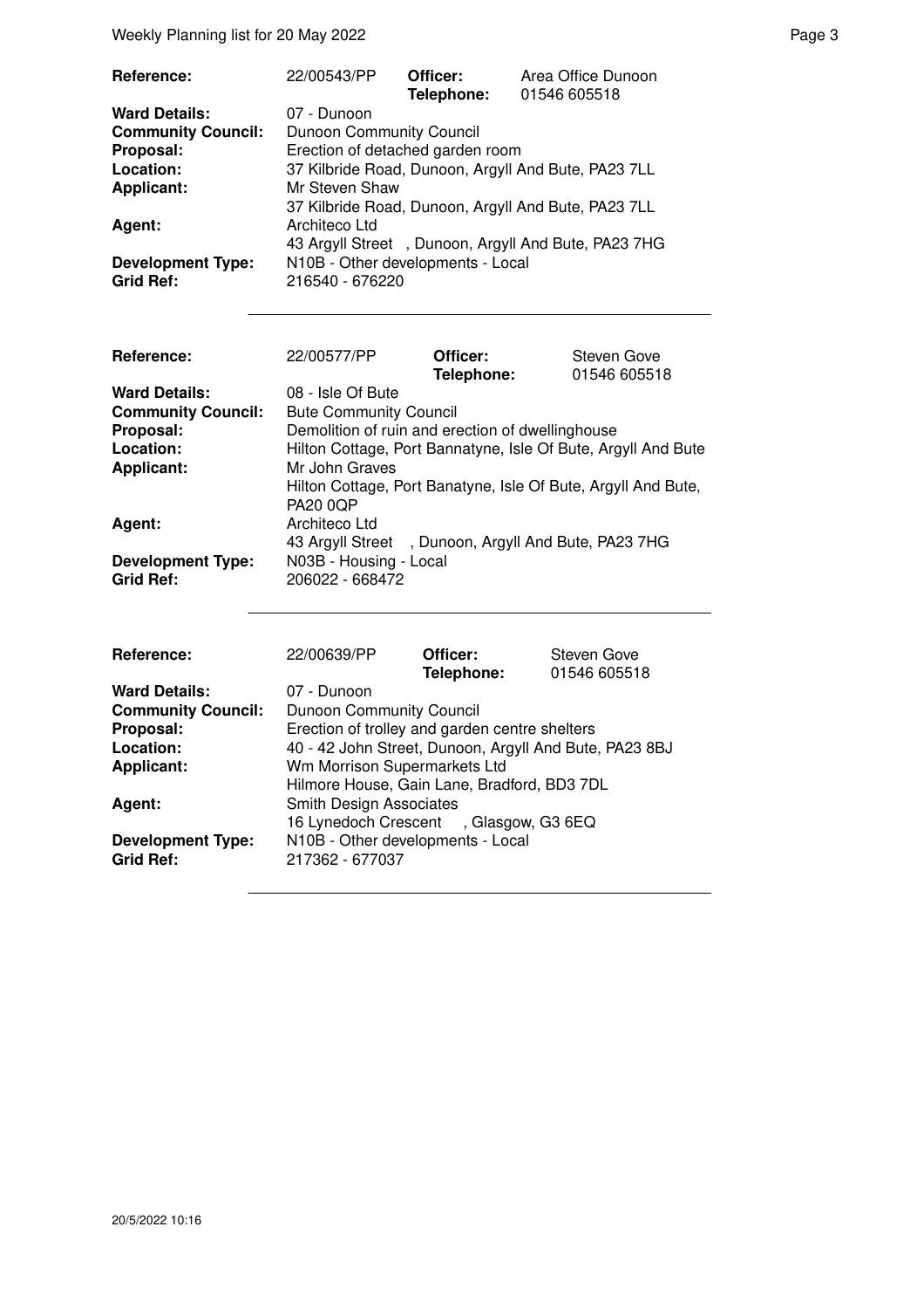| | | | |
|---|---|---|---|
| **Reference:** | 22/00543/PP | **Officer:** **Telephone:** | Area Office Dunoon 01546 605518 |
| **Ward Details:** | 07 - Dunoon | | |
| **Community Council:** | Dunoon Community Council | | |
| **Proposal:** | Erection of detached garden room | | |
| **Location:** | 37 Kilbride Road, Dunoon, Argyll And Bute, PA23 7LL | | |
| **Applicant:** | Mr Steven Shaw<br>37 Kilbride Road, Dunoon, Argyll And Bute, PA23 7LL | | |
| **Agent:** | Architeco Ltd<br>43 Argyll Street , Dunoon, Argyll And Bute, PA23 7HG | | |
| **Development Type:** | N10B - Other developments - Local | | |
| **Grid Ref:** | 216540 - 676220 | | |

| | | | |
|---|---|---|---|
| **Reference:** | 22/00577/PP | **Officer:** **Telephone:** | Steven Gove 01546 605518 |
| **Ward Details:** | 08 - Isle Of Bute | | |
| **Community Council:** | Bute Community Council | | |
| **Proposal:** | Demolition of ruin and erection of dwellinghouse | | |
| **Location:** | Hilton Cottage, Port Bannatyne, Isle Of Bute, Argyll And Bute | | |
| **Applicant:** | Mr John Graves<br>Hilton Cottage, Port Banatyne, Isle Of Bute, Argyll And Bute, PA20 0QP | | |
| **Agent:** | Architeco Ltd<br>43 Argyll Street , Dunoon, Argyll And Bute, PA23 7HG | | |
| **Development Type:** | N03B - Housing - Local | | |
| **Grid Ref:** | 206022 - 668472 | | |

| | | | |
|---|---|---|---|
| **Reference:** | 22/00639/PP | **Officer:** **Telephone:** | Steven Gove 01546 605518 |
| **Ward Details:** | 07 - Dunoon | | |
| **Community Council:** | Dunoon Community Council | | |
| **Proposal:** | Erection of trolley and garden centre shelters | | |
| **Location:** | 40 - 42 John Street, Dunoon, Argyll And Bute, PA23 8BJ | | |
| **Applicant:** | Wm Morrison Supermarkets Ltd<br>Hilmore House, Gain Lane, Bradford, BD3 7DL | | |
| **Agent:** | Smith Design Associates<br>16 Lynedoch Crescent , Glasgow, G3 6EQ | | |
| **Development Type:** | N10B - Other developments - Local | | |
| **Grid Ref:** | 217362 - 677037 | | |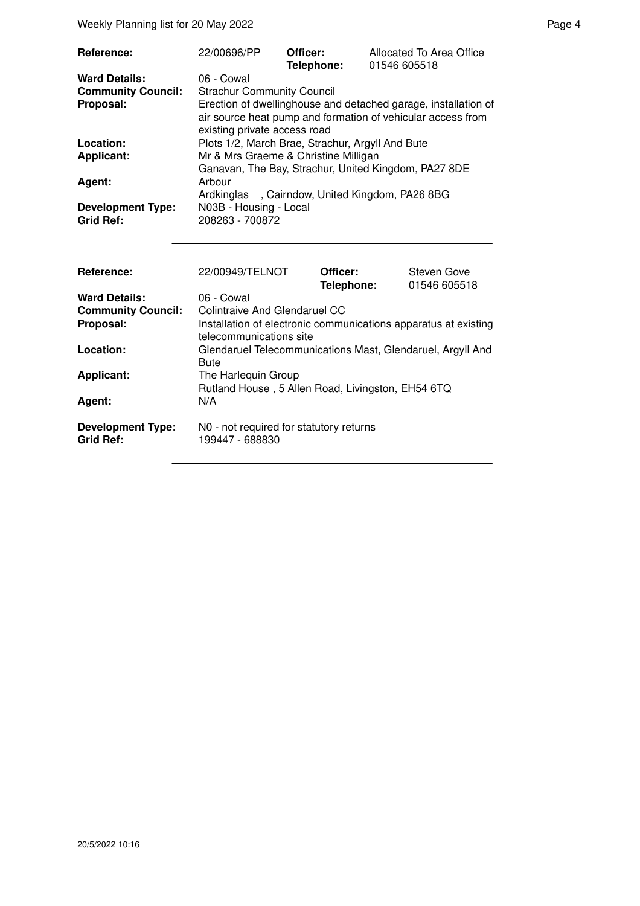| | | | |
|---|---|---|---|
| **Reference:** | 22/00696/PP | **Officer:** **Telephone:** | Allocated To Area Office 01546 605518 |
| **Ward Details:** | 06 - Cowal | | |
| **Community Council:** | Strachur Community Council | | |
| **Proposal:** | Erection of dwellinghouse and detached garage, installation of air source heat pump and formation of vehicular access from existing private access road | | |
| **Location:** | Plots 1/2, March Brae, Strachur, Argyll And Bute | | |
| **Applicant:** | Mr & Mrs Graeme & Christine Milligan Ganavan, The Bay, Strachur, United Kingdom, PA27 8DE | | |
| **Agent:** | Arbour Ardkinglas , Cairndow, United Kingdom, PA26 8BG | | |
| **Development Type:** | N03B - Housing - Local | | |
| **Grid Ref:** | 208263 - 700872 | | |

| | | | |
|---|---|---|---|
| **Reference:** | 22/00949/TELNOT | **Officer:** **Telephone:** | Steven Gove 01546 605518 |
| **Ward Details:** | 06 - Cowal | | |
| **Community Council:** | Colintraive And Glendaruel CC | | |
| **Proposal:** | Installation of electronic communications apparatus at existing telecommunications site | | |
| **Location:** | Glendaruel Telecommunications Mast, Glendaruel, Argyll And Bute | | |
| **Applicant:** | The Harlequin Group Rutland House , 5 Allen Road, Livingston, EH54 6TQ | | |
| **Agent:** | N/A | | |
| **Development Type:** | N0 - not required for statutory returns | | |
| **Grid Ref:** | 199447 - 688830 | | |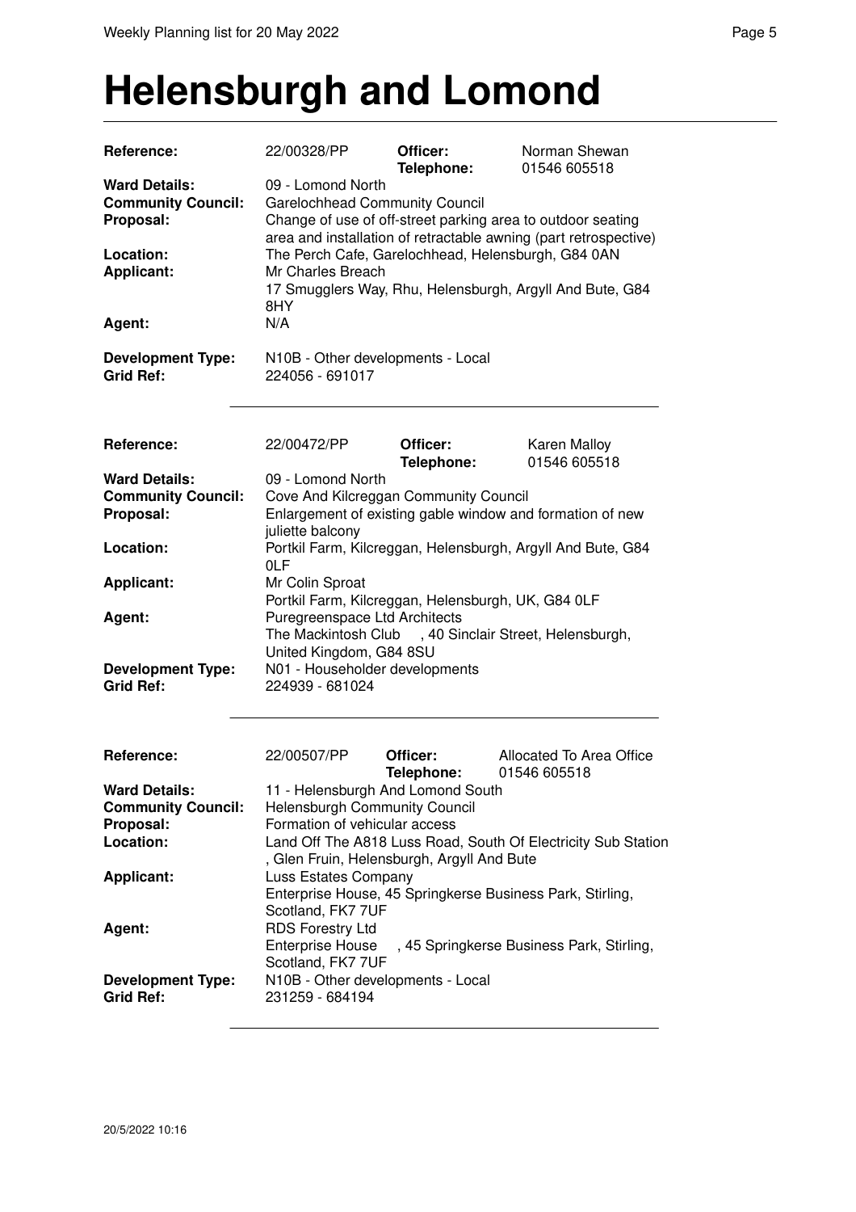# Helensburgh and Lomond

| | | | |
|---|---|---|---|
| **Reference:** | 22/00328/PP | **Officer:** **Telephone:** | Norman Shewan 01546 605518 |
| **Ward Details:** | 09 - Lomond North | | |
| **Community Council:** | Garelochhead Community Council | | |
| **Proposal:** | Change of use of off-street parking area to outdoor seating area and installation of retractable awning (part retrospective) | | |
| **Location:** | The Perch Cafe, Garelochhead, Helensburgh, G84 0AN | | |
| **Applicant:** | Mr Charles Breach<br>17 Smugglers Way, Rhu, Helensburgh, Argyll And Bute, G84 8HY | | |
| **Agent:** | N/A | | |
| **Development Type:** | N10B - Other developments - Local | | |
| **Grid Ref:** | 224056 - 691017 | | |

| | | | |
|---|---|---|---|
| **Reference:** | 22/00472/PP | **Officer:** **Telephone:** | Karen Malloy 01546 605518 |
| **Ward Details:** | 09 - Lomond North | | |
| **Community Council:** | Cove And Kilcreggan Community Council | | |
| **Proposal:** | Enlargement of existing gable window and formation of new juliette balcony | | |
| **Location:** | Portkil Farm, Kilcreggan, Helensburgh, Argyll And Bute, G84 0LF | | |
| **Applicant:** | Mr Colin Sproat<br>Portkil Farm, Kilcreggan, Helensburgh, UK, G84 0LF | | |
| **Agent:** | Puregreenspace Ltd Architects<br>The Mackintosh Club , 40 Sinclair Street, Helensburgh, United Kingdom, G84 8SU | | |
| **Development Type:** | N01 - Householder developments | | |
| **Grid Ref:** | 224939 - 681024 | | |

| | | | |
|---|---|---|---|
| **Reference:** | 22/00507/PP | **Officer:** **Telephone:** | Allocated To Area Office 01546 605518 |
| **Ward Details:** | 11 - Helensburgh And Lomond South | | |
| **Community Council:** | Helensburgh Community Council | | |
| **Proposal:** | Formation of vehicular access | | |
| **Location:** | Land Off The A818 Luss Road, South Of Electricity Sub Station , Glen Fruin, Helensburgh, Argyll And Bute | | |
| **Applicant:** | Luss Estates Company<br>Enterprise House, 45 Springkerse Business Park, Stirling, Scotland, FK7 7UF | | |
| **Agent:** | RDS Forestry Ltd<br>Enterprise House , 45 Springkerse Business Park, Stirling, Scotland, FK7 7UF | | |
| **Development Type:** | N10B - Other developments - Local | | |
| **Grid Ref:** | 231259 - 684194 | | |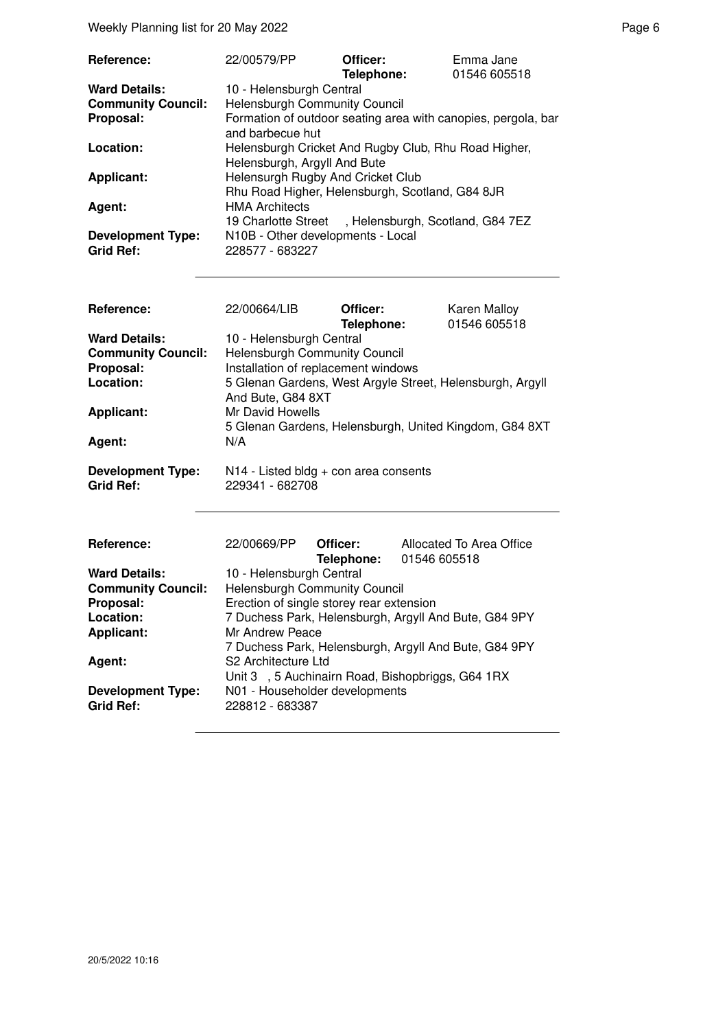| | | | |
|---|---|---|---|
| **Reference:** | 22/00579/PP | **Officer:** **Telephone:** | Emma Jane 01546 605518 |
| **Ward Details:** | 10 - Helensburgh Central | | |
| **Community Council:** | Helensburgh Community Council | | |
| **Proposal:** | Formation of outdoor seating area with canopies, pergola, bar and barbecue hut | | |
| **Location:** | Helensburgh Cricket And Rugby Club, Rhu Road Higher, Helensburgh, Argyll And Bute | | |
| **Applicant:** | Helensurgh Rugby And Cricket Club Rhu Road Higher, Helensburgh, Scotland, G84 8JR | | |
| **Agent:** | HMA Architects 19 Charlotte Street , Helensburgh, Scotland, G84 7EZ | | |
| **Development Type:** | N10B - Other developments - Local | | |
| **Grid Ref:** | 228577 - 683227 | | |

| | | | |
|---|---|---|---|
| **Reference:** | 22/00664/LIB | **Officer:** **Telephone:** | Karen Malloy 01546 605518 |
| **Ward Details:** | 10 - Helensburgh Central | | |
| **Community Council:** | Helensburgh Community Council | | |
| **Proposal:** | Installation of replacement windows | | |
| **Location:** | 5 Glenan Gardens, West Argyle Street, Helensburgh, Argyll And Bute, G84 8XT | | |
| **Applicant:** | Mr David Howells 5 Glenan Gardens, Helensburgh, United Kingdom, G84 8XT | | |
| **Agent:** | N/A | | |
| **Development Type:** | N14 - Listed bldg + con area consents | | |
| **Grid Ref:** | 229341 - 682708 | | |

| | | | |
|---|---|---|---|
| **Reference:** | 22/00669/PP | **Officer:** **Telephone:** | Allocated To Area Office 01546 605518 |
| **Ward Details:** | 10 - Helensburgh Central | | |
| **Community Council:** | Helensburgh Community Council | | |
| **Proposal:** | Erection of single storey rear extension | | |
| **Location:** | 7 Duchess Park, Helensburgh, Argyll And Bute, G84 9PY | | |
| **Applicant:** | Mr Andrew Peace 7 Duchess Park, Helensburgh, Argyll And Bute, G84 9PY | | |
| **Agent:** | S2 Architecture Ltd Unit 3 , 5 Auchinairn Road, Bishopbriggs, G64 1RX | | |
| **Development Type:** | N01 - Householder developments | | |
| **Grid Ref:** | 228812 - 683387 | | |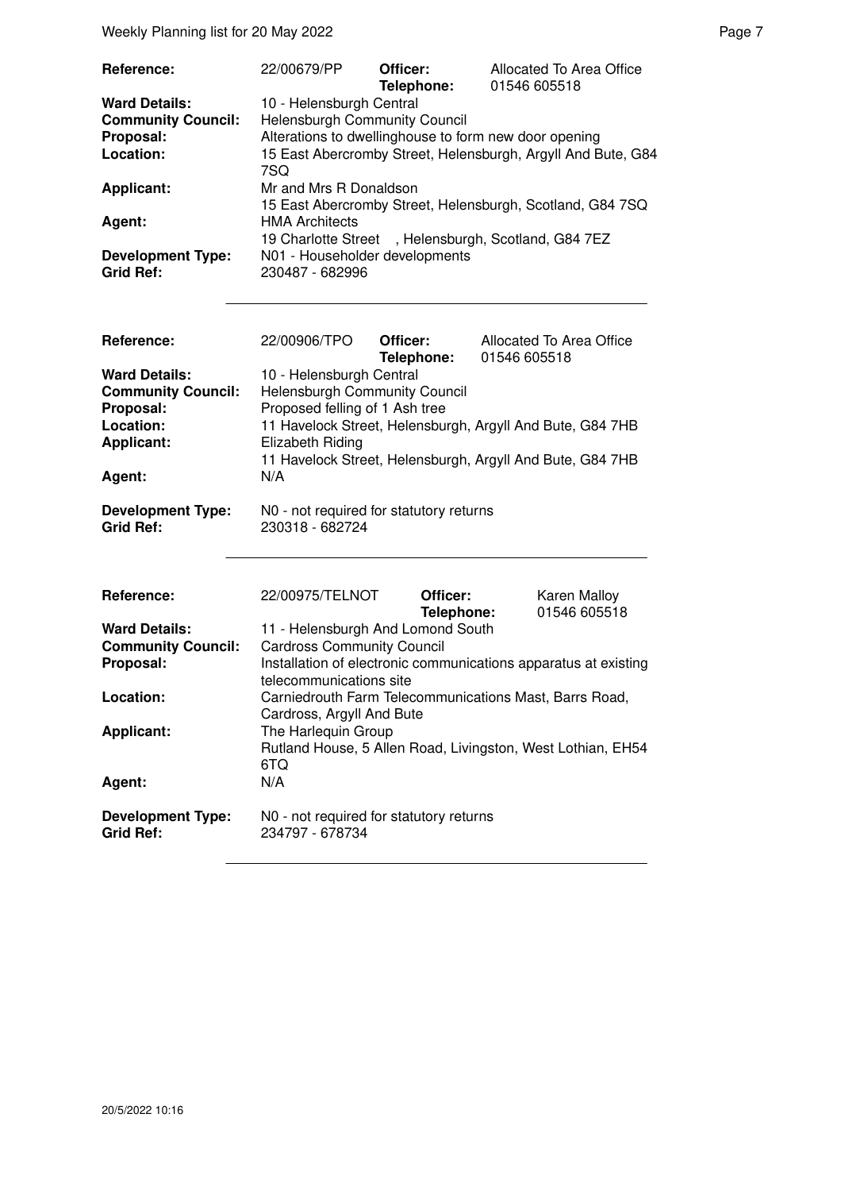| | | | |
|---|---|---|---|
| **Reference:** | 22/00679/PP | **Officer:** **Telephone:** | Allocated To Area Office 01546 605518 |
| **Ward Details:** | 10 - Helensburgh Central | | |
| **Community Council:** | Helensburgh Community Council | | |
| **Proposal:** | Alterations to dwellinghouse to form new door opening | | |
| **Location:** | 15 East Abercromby Street, Helensburgh, Argyll And Bute, G84 7SQ | | |
| **Applicant:** | Mr and Mrs R Donaldson 15 East Abercromby Street, Helensburgh, Scotland, G84 7SQ | | |
| **Agent:** | HMA Architects 19 Charlotte Street , Helensburgh, Scotland, G84 7EZ | | |
| **Development Type:** | N01 - Householder developments | | |
| **Grid Ref:** | 230487 - 682996 | | |

| | | | |
|---|---|---|---|
| **Reference:** | 22/00906/TPO | **Officer:** **Telephone:** | Allocated To Area Office 01546 605518 |
| **Ward Details:** | 10 - Helensburgh Central | | |
| **Community Council:** | Helensburgh Community Council | | |
| **Proposal:** | Proposed felling of 1 Ash tree | | |
| **Location:** | 11 Havelock Street, Helensburgh, Argyll And Bute, G84 7HB | | |
| **Applicant:** | Elizabeth Riding 11 Havelock Street, Helensburgh, Argyll And Bute, G84 7HB | | |
| **Agent:** | N/A | | |
| **Development Type:** | N0 - not required for statutory returns | | |
| **Grid Ref:** | 230318 - 682724 | | |

| | | | |
|---|---|---|---|
| **Reference:** | 22/00975/TELNOT | **Officer:** **Telephone:** | Karen Malloy 01546 605518 |
| **Ward Details:** | 11 - Helensburgh And Lomond South | | |
| **Community Council:** | Cardross Community Council | | |
| **Proposal:** | Installation of electronic communications apparatus at existing telecommunications site | | |
| **Location:** | Carniedrouth Farm Telecommunications Mast, Barrs Road, Cardross, Argyll And Bute | | |
| **Applicant:** | The Harlequin Group Rutland House, 5 Allen Road, Livingston, West Lothian, EH54 6TQ | | |
| **Agent:** | N/A | | |
| **Development Type:** | N0 - not required for statutory returns | | |
| **Grid Ref:** | 234797 - 678734 | | |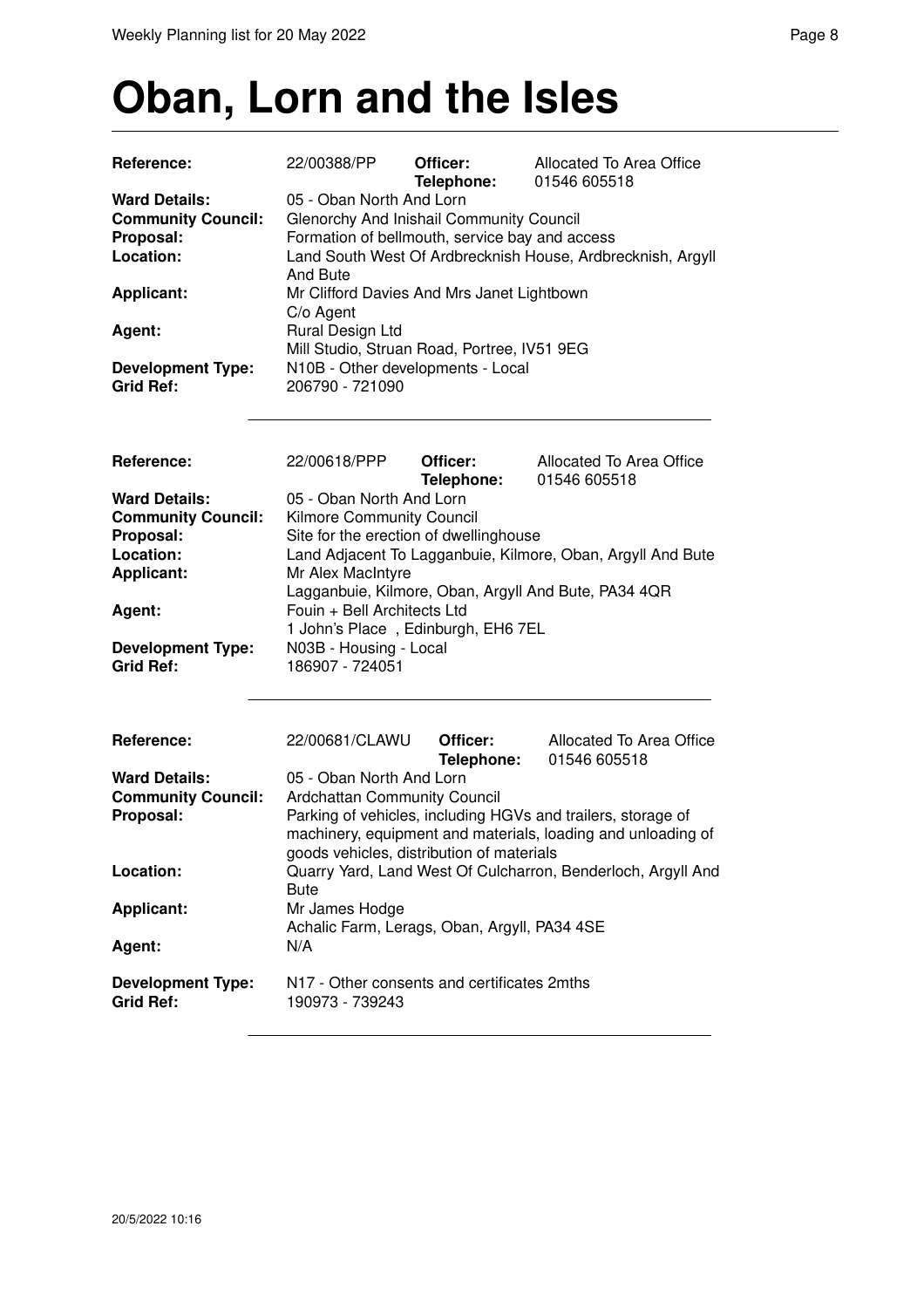# Oban, Lorn and the Isles

| | | | |
|---|---|---|---|
| **Reference:** | 22/00388/PP | **Officer:** | Allocated To Area Office |
| | | **Telephone:** | 01546 605518 |
| **Ward Details:** | 05 - Oban North And Lorn | | |
| **Community Council:** | Glenorchy And Inishail Community Council | | |
| **Proposal:** | Formation of bellmouth, service bay and access | | |
| **Location:** | Land South West Of Ardbrecknish House, Ardbrecknish, Argyll And Bute | | |
| **Applicant:** | Mr Clifford Davies And Mrs Janet Lightbown<br>C/o Agent | | |
| **Agent:** | Rural Design Ltd<br>Mill Studio, Struan Road, Portree, IV51 9EG | | |
| **Development Type:** | N10B - Other developments - Local | | |
| **Grid Ref:** | 206790 - 721090 | | |

| | | | |
|---|---|---|---|
| **Reference:** | 22/00618/PPP | **Officer:** | Allocated To Area Office |
| | | **Telephone:** | 01546 605518 |
| **Ward Details:** | 05 - Oban North And Lorn | | |
| **Community Council:** | Kilmore Community Council | | |
| **Proposal:** | Site for the erection of dwellinghouse | | |
| **Location:** | Land Adjacent To Lagganbuie, Kilmore, Oban, Argyll And Bute | | |
| **Applicant:** | Mr Alex MacIntyre<br>Lagganbuie, Kilmore, Oban, Argyll And Bute, PA34 4QR | | |
| **Agent:** | Fouin + Bell Architects Ltd<br>1 John's Place , Edinburgh, EH6 7EL | | |
| **Development Type:** | N03B - Housing - Local | | |
| **Grid Ref:** | 186907 - 724051 | | |

| | | | |
|---|---|---|---|
| **Reference:** | 22/00681/CLAWU | **Officer:** | Allocated To Area Office |
| | | **Telephone:** | 01546 605518 |
| **Ward Details:** | 05 - Oban North And Lorn | | |
| **Community Council:** | Ardchattan Community Council | | |
| **Proposal:** | Parking of vehicles, including HGVs and trailers, storage of machinery, equipment and materials, loading and unloading of goods vehicles, distribution of materials | | |
| **Location:** | Quarry Yard, Land West Of Culcharron, Benderloch, Argyll And Bute | | |
| **Applicant:** | Mr James Hodge<br>Achalic Farm, Lerags, Oban, Argyll, PA34 4SE | | |
| **Agent:** | N/A | | |
| **Development Type:** | N17 - Other consents and certificates 2mths | | |
| **Grid Ref:** | 190973 - 739243 | | |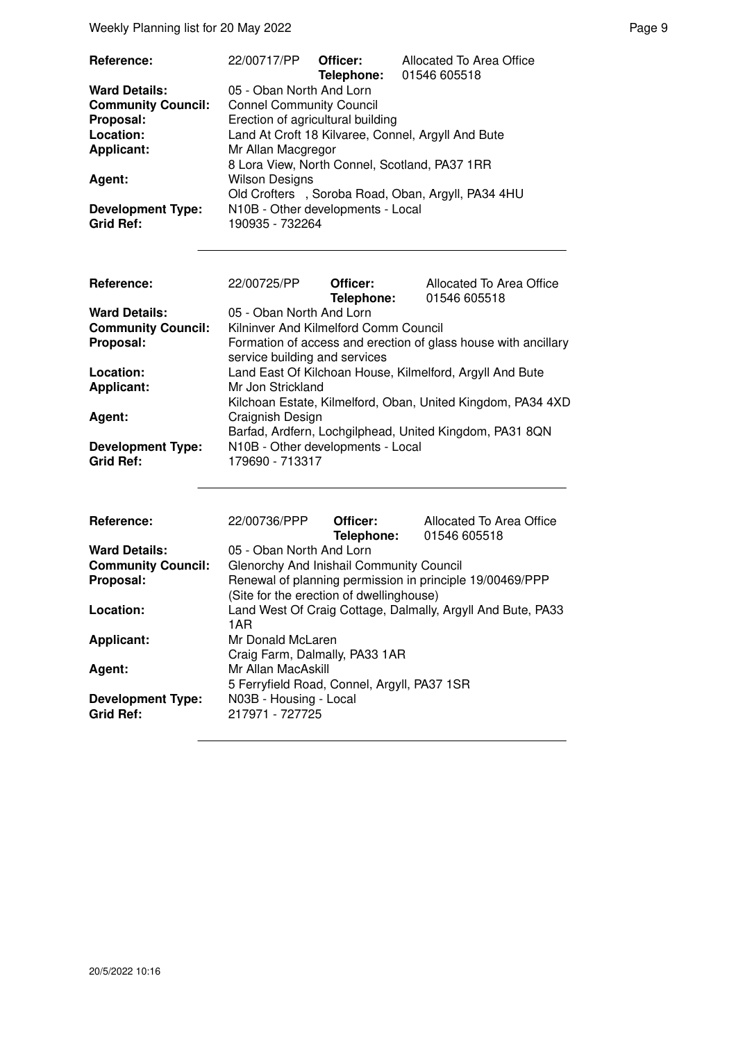| | | | |
|---|---|---|---|
| **Reference:** | 22/00717/PP | **Officer:** **Telephone:** | Allocated To Area Office 01546 605518 |
| **Ward Details:** | 05 - Oban North And Lorn | | |
| **Community Council:** | Connel Community Council | | |
| **Proposal:** | Erection of agricultural building | | |
| **Location:** | Land At Croft 18 Kilvaree, Connel, Argyll And Bute | | |
| **Applicant:** | Mr Allan Macgregor 8 Lora View, North Connel, Scotland, PA37 1RR | | |
| **Agent:** | Wilson Designs Old Crofters , Soroba Road, Oban, Argyll, PA34 4HU | | |
| **Development Type:** | N10B - Other developments - Local | | |
| **Grid Ref:** | 190935 - 732264 | | |

| | | | |
|---|---|---|---|
| **Reference:** | 22/00725/PP | **Officer:** **Telephone:** | Allocated To Area Office 01546 605518 |
| **Ward Details:** | 05 - Oban North And Lorn | | |
| **Community Council:** | Kilninver And Kilmelford Comm Council | | |
| **Proposal:** | Formation of access and erection of glass house with ancillary service building and services | | |
| **Location:** | Land East Of Kilchoan House, Kilmelford, Argyll And Bute | | |
| **Applicant:** | Mr Jon Strickland Kilchoan Estate, Kilmelford, Oban, United Kingdom, PA34 4XD | | |
| **Agent:** | Craignish Design Barfad, Ardfern, Lochgilphead, United Kingdom, PA31 8QN | | |
| **Development Type:** | N10B - Other developments - Local | | |
| **Grid Ref:** | 179690 - 713317 | | |

| | | | |
|---|---|---|---|
| **Reference:** | 22/00736/PPP | **Officer:** **Telephone:** | Allocated To Area Office 01546 605518 |
| **Ward Details:** | 05 - Oban North And Lorn | | |
| **Community Council:** | Glenorchy And Inishail Community Council | | |
| **Proposal:** | Renewal of planning permission in principle 19/00469/PPP (Site for the erection of dwellinghouse) | | |
| **Location:** | Land West Of Craig Cottage, Dalmally, Argyll And Bute, PA33 1AR | | |
| **Applicant:** | Mr Donald McLaren Craig Farm, Dalmally, PA33 1AR | | |
| **Agent:** | Mr Allan MacAskill 5 Ferryfield Road, Connel, Argyll, PA37 1SR | | |
| **Development Type:** | N03B - Housing - Local | | |
| **Grid Ref:** | 217971 - 727725 | | |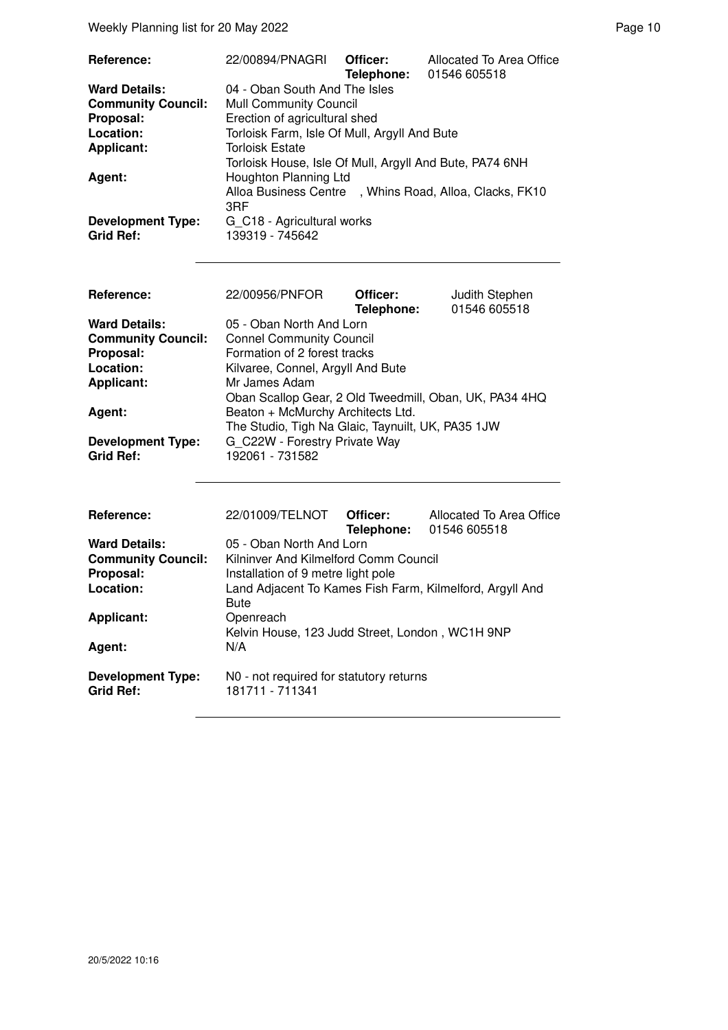| | | | |
|---|---|---|---|
| **Reference:** | 22/00894/PNAGRI | **Officer:** **Telephone:** | Allocated To Area Office 01546 605518 |
| **Ward Details:** | 04 - Oban South And The Isles | | |
| **Community Council:** | Mull Community Council | | |
| **Proposal:** | Erection of agricultural shed | | |
| **Location:** | Torloisk Farm, Isle Of Mull, Argyll And Bute | | |
| **Applicant:** | Torloisk Estate<br>Torloisk House, Isle Of Mull, Argyll And Bute, PA74 6NH | | |
| **Agent:** | Houghton Planning Ltd<br>Alloa Business Centre , Whins Road, Alloa, Clacks, FK10 3RF | | |
| **Development Type:** | G_C18 - Agricultural works | | |
| **Grid Ref:** | 139319 - 745642 | | |

| | | | |
|---|---|---|---|
| **Reference:** | 22/00956/PNFOR | **Officer:** **Telephone:** | Judith Stephen 01546 605518 |
| **Ward Details:** | 05 - Oban North And Lorn | | |
| **Community Council:** | Connel Community Council | | |
| **Proposal:** | Formation of 2 forest tracks | | |
| **Location:** | Kilvaree, Connel, Argyll And Bute | | |
| **Applicant:** | Mr James Adam<br>Oban Scallop Gear, 2 Old Tweedmill, Oban, UK, PA34 4HQ | | |
| **Agent:** | Beaton + McMurchy Architects Ltd.<br>The Studio, Tigh Na Glaic, Taynuilt, UK, PA35 1JW | | |
| **Development Type:** | G_C22W - Forestry Private Way | | |
| **Grid Ref:** | 192061 - 731582 | | |

| | | | |
|---|---|---|---|
| **Reference:** | 22/01009/TELNOT | **Officer:** **Telephone:** | Allocated To Area Office 01546 605518 |
| **Ward Details:** | 05 - Oban North And Lorn | | |
| **Community Council:** | Kilninver And Kilmelford Comm Council | | |
| **Proposal:** | Installation of 9 metre light pole | | |
| **Location:** | Land Adjacent To Kames Fish Farm, Kilmelford, Argyll And Bute | | |
| **Applicant:** | Openreach<br>Kelvin House, 123 Judd Street, London , WC1H 9NP | | |
| **Agent:** | N/A | | |
| **Development Type:** | N0 - not required for statutory returns | | |
| **Grid Ref:** | 181711 - 711341 | | |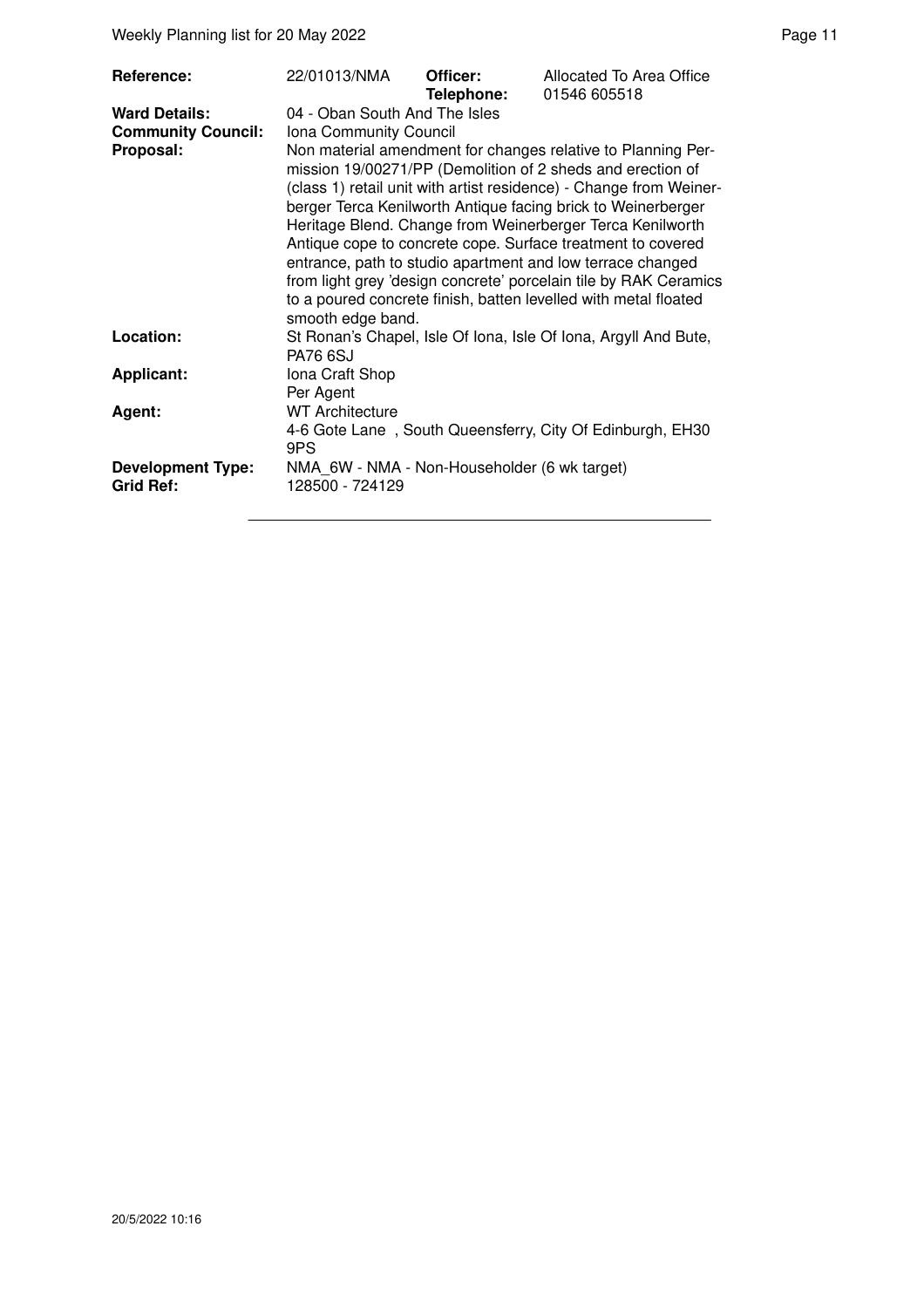| | | | |
|---|---|---|---|
| **Reference:** | 22/01013/NMA | **Officer:** **Telephone:** | Allocated To Area Office 01546 605518 |
| **Ward Details:** | 04 - Oban South And The Isles | | |
| **Community Council:** | Iona Community Council | | |
| **Proposal:** | Non material amendment for changes relative to Planning Permission 19/00271/PP (Demolition of 2 sheds and erection of (class 1) retail unit with artist residence) - Change from Weinerberger Terca Kenilworth Antique facing brick to Weinerberger Heritage Blend. Change from Weinerberger Terca Kenilworth Antique cope to concrete cope. Surface treatment to covered entrance, path to studio apartment and low terrace changed from light grey 'design concrete' porcelain tile by RAK Ceramics to a poured concrete finish, batten levelled with metal floated smooth edge band. | | |
| **Location:** | St Ronan's Chapel, Isle Of Iona, Isle Of Iona, Argyll And Bute, PA76 6SJ | | |
| **Applicant:** | Iona Craft Shop Per Agent | | |
| **Agent:** | WT Architecture 4-6 Gote Lane , South Queensferry, City Of Edinburgh, EH30 9PS | | |
| **Development Type:** | NMA_6W - NMA - Non-Householder (6 wk target) | | |
| **Grid Ref:** | 128500 - 724129 | | |

20/5/2022 10:16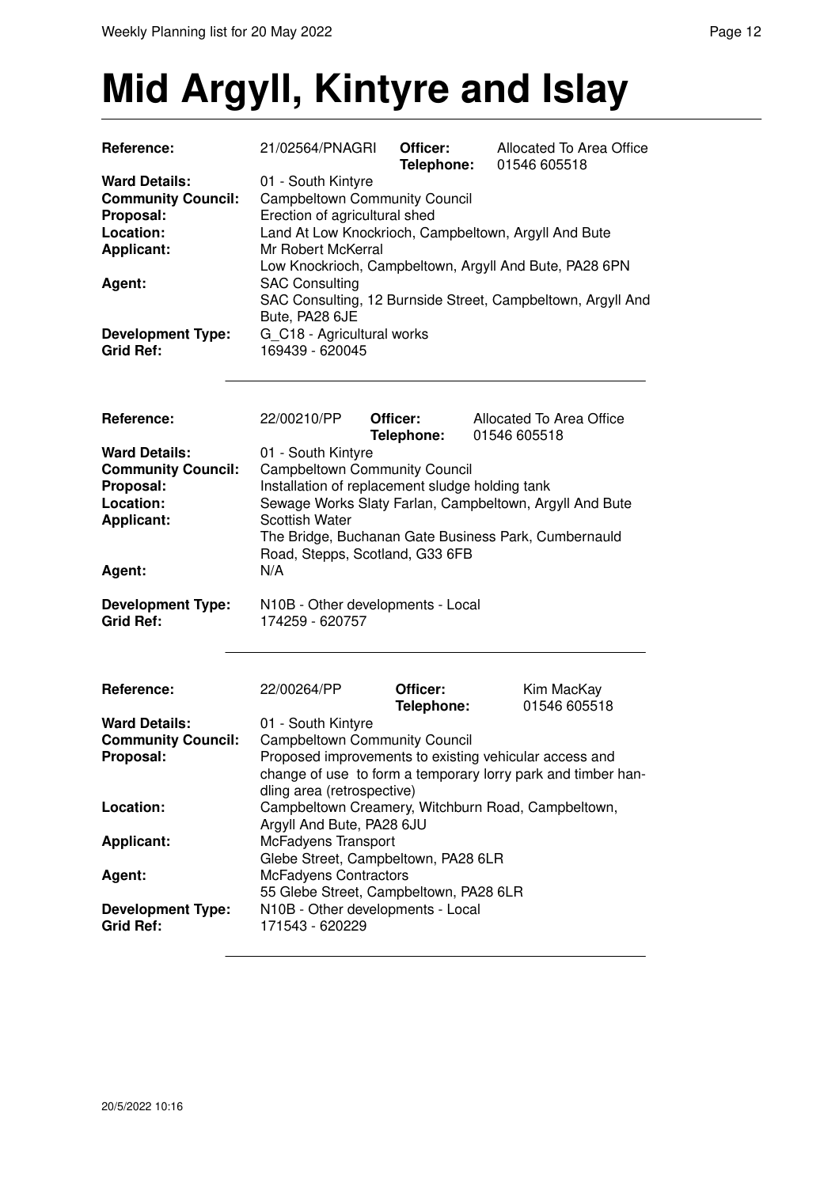# Mid Argyll, Kintyre and Islay

| | | | |
|---|---|---|---|
| **Reference:** | 21/02564/PNAGRI | **Officer:** **Telephone:** | Allocated To Area Office 01546 605518 |
| **Ward Details:** | 01 - South Kintyre | | |
| **Community Council:** | Campbeltown Community Council | | |
| **Proposal:** | Erection of agricultural shed | | |
| **Location:** | Land At Low Knockrioch, Campbeltown, Argyll And Bute | | |
| **Applicant:** | Mr Robert McKerral<br>Low Knockrioch, Campbeltown, Argyll And Bute, PA28 6PN | | |
| **Agent:** | SAC Consulting<br>SAC Consulting, 12 Burnside Street, Campbeltown, Argyll And Bute, PA28 6JE | | |
| **Development Type:** | G_C18 - Agricultural works | | |
| **Grid Ref:** | 169439 - 620045 | | |

---

| | | | |
|---|---|---|---|
| **Reference:** | 22/00210/PP | **Officer:** **Telephone:** | Allocated To Area Office 01546 605518 |
| **Ward Details:** | 01 - South Kintyre | | |
| **Community Council:** | Campbeltown Community Council | | |
| **Proposal:** | Installation of replacement sludge holding tank | | |
| **Location:** | Sewage Works Slaty Farlan, Campbeltown, Argyll And Bute | | |
| **Applicant:** | Scottish Water<br>The Bridge, Buchanan Gate Business Park, Cumbernauld Road, Stepps, Scotland, G33 6FB | | |
| **Agent:** | N/A | | |
| **Development Type:** | N10B - Other developments - Local | | |
| **Grid Ref:** | 174259 - 620757 | | |

---

| | | | |
|---|---|---|---|
| **Reference:** | 22/00264/PP | **Officer:** **Telephone:** | Kim MacKay 01546 605518 |
| **Ward Details:** | 01 - South Kintyre | | |
| **Community Council:** | Campbeltown Community Council | | |
| **Proposal:** | Proposed improvements to existing vehicular access and change of use to form a temporary lorry park and timber handling area (retrospective) | | |
| **Location:** | Campbeltown Creamery, Witchburn Road, Campbeltown, Argyll And Bute, PA28 6JU | | |
| **Applicant:** | McFadyens Transport<br>Glebe Street, Campbeltown, PA28 6LR | | |
| **Agent:** | McFadyens Contractors<br>55 Glebe Street, Campbeltown, PA28 6LR | | |
| **Development Type:** | N10B - Other developments - Local | | |
| **Grid Ref:** | 171543 - 620229 | | |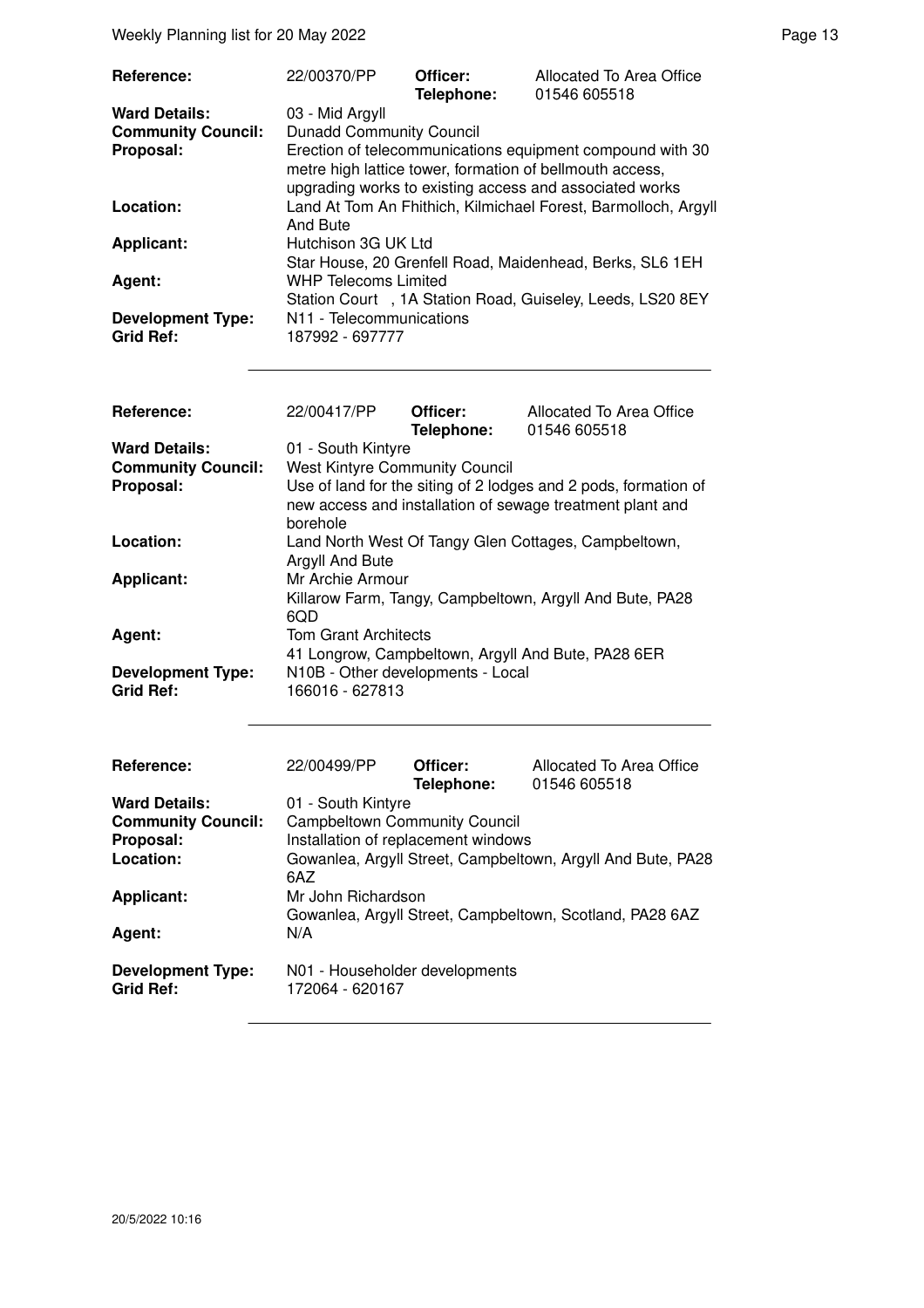| | | | |
|---|---|---|---|
| **Reference:** | 22/00370/PP | **Officer:** **Telephone:** | Allocated To Area Office 01546 605518 |
| **Ward Details:** | 03 - Mid Argyll | | |
| **Community Council:** | Dunadd Community Council | | |
| **Proposal:** | Erection of telecommunications equipment compound with 30 metre high lattice tower, formation of bellmouth access, upgrading works to existing access and associated works | | |
| **Location:** | Land At Tom An Fhithich, Kilmichael Forest, Barmolloch, Argyll And Bute | | |
| **Applicant:** | Hutchison 3G UK Ltd Star House, 20 Grenfell Road, Maidenhead, Berks, SL6 1EH | | |
| **Agent:** | WHP Telecoms Limited Station Court , 1A Station Road, Guiseley, Leeds, LS20 8EY | | |
| **Development Type:** | N11 - Telecommunications | | |
| **Grid Ref:** | 187992 - 697777 | | |

| | | | |
|---|---|---|---|
| **Reference:** | 22/00417/PP | **Officer:** **Telephone:** | Allocated To Area Office 01546 605518 |
| **Ward Details:** | 01 - South Kintyre | | |
| **Community Council:** | West Kintyre Community Council | | |
| **Proposal:** | Use of land for the siting of 2 lodges and 2 pods, formation of new access and installation of sewage treatment plant and borehole | | |
| **Location:** | Land North West Of Tangy Glen Cottages, Campbeltown, Argyll And Bute | | |
| **Applicant:** | Mr Archie Armour Killarow Farm, Tangy, Campbeltown, Argyll And Bute, PA28 6QD | | |
| **Agent:** | Tom Grant Architects 41 Longrow, Campbeltown, Argyll And Bute, PA28 6ER | | |
| **Development Type:** | N10B - Other developments - Local | | |
| **Grid Ref:** | 166016 - 627813 | | |

| | | | |
|---|---|---|---|
| **Reference:** | 22/00499/PP | **Officer:** **Telephone:** | Allocated To Area Office 01546 605518 |
| **Ward Details:** | 01 - South Kintyre | | |
| **Community Council:** | Campbeltown Community Council | | |
| **Proposal:** | Installation of replacement windows | | |
| **Location:** | Gowanlea, Argyll Street, Campbeltown, Argyll And Bute, PA28 6AZ | | |
| **Applicant:** | Mr John Richardson Gowanlea, Argyll Street, Campbeltown, Scotland, PA28 6AZ | | |
| **Agent:** | N/A | | |
| **Development Type:** | N01 - Householder developments | | |
| **Grid Ref:** | 172064 - 620167 | | |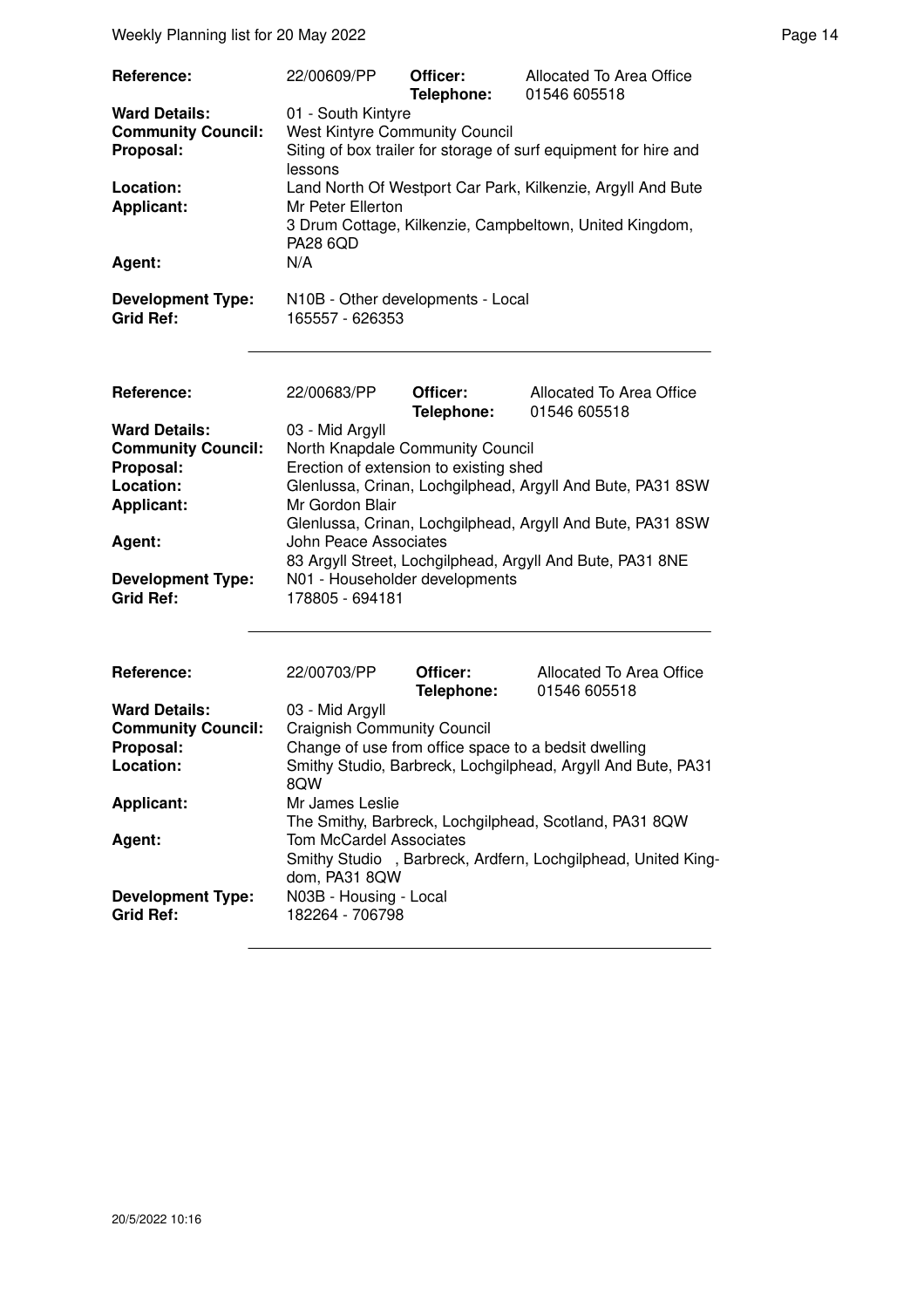| | | | |
|---|---|---|---|
| **Reference:** | 22/00609/PP | **Officer:** **Telephone:** | Allocated To Area Office 01546 605518 |
| **Ward Details:** | 01 - South Kintyre | | |
| **Community Council:** | West Kintyre Community Council | | |
| **Proposal:** | Siting of box trailer for storage of surf equipment for hire and lessons | | |
| **Location:** | Land North Of Westport Car Park, Kilkenzie, Argyll And Bute | | |
| **Applicant:** | Mr Peter Ellerton 3 Drum Cottage, Kilkenzie, Campbeltown, United Kingdom, PA28 6QD | | |
| **Agent:** | N/A | | |
| **Development Type:** | N10B - Other developments - Local | | |
| **Grid Ref:** | 165557 - 626353 | | |

| | | | |
|---|---|---|---|
| **Reference:** | 22/00683/PP | **Officer:** **Telephone:** | Allocated To Area Office 01546 605518 |
| **Ward Details:** | 03 - Mid Argyll | | |
| **Community Council:** | North Knapdale Community Council | | |
| **Proposal:** | Erection of extension to existing shed | | |
| **Location:** | Glenlussa, Crinan, Lochgilphead, Argyll And Bute, PA31 8SW | | |
| **Applicant:** | Mr Gordon Blair Glenlussa, Crinan, Lochgilphead, Argyll And Bute, PA31 8SW | | |
| **Agent:** | John Peace Associates 83 Argyll Street, Lochgilphead, Argyll And Bute, PA31 8NE | | |
| **Development Type:** | N01 - Householder developments | | |
| **Grid Ref:** | 178805 - 694181 | | |

| | | | |
|---|---|---|---|
| **Reference:** | 22/00703/PP | **Officer:** **Telephone:** | Allocated To Area Office 01546 605518 |
| **Ward Details:** | 03 - Mid Argyll | | |
| **Community Council:** | Craignish Community Council | | |
| **Proposal:** | Change of use from office space to a bedsit dwelling | | |
| **Location:** | Smithy Studio, Barbreck, Lochgilphead, Argyll And Bute, PA31 8QW | | |
| **Applicant:** | Mr James Leslie The Smithy, Barbreck, Lochgilphead, Scotland, PA31 8QW | | |
| **Agent:** | Tom McCardel Associates Smithy Studio , Barbreck, Ardfern, Lochgilphead, United Kingdom, PA31 8QW | | |
| **Development Type:** | N03B - Housing - Local | | |
| **Grid Ref:** | 182264 - 706798 | | |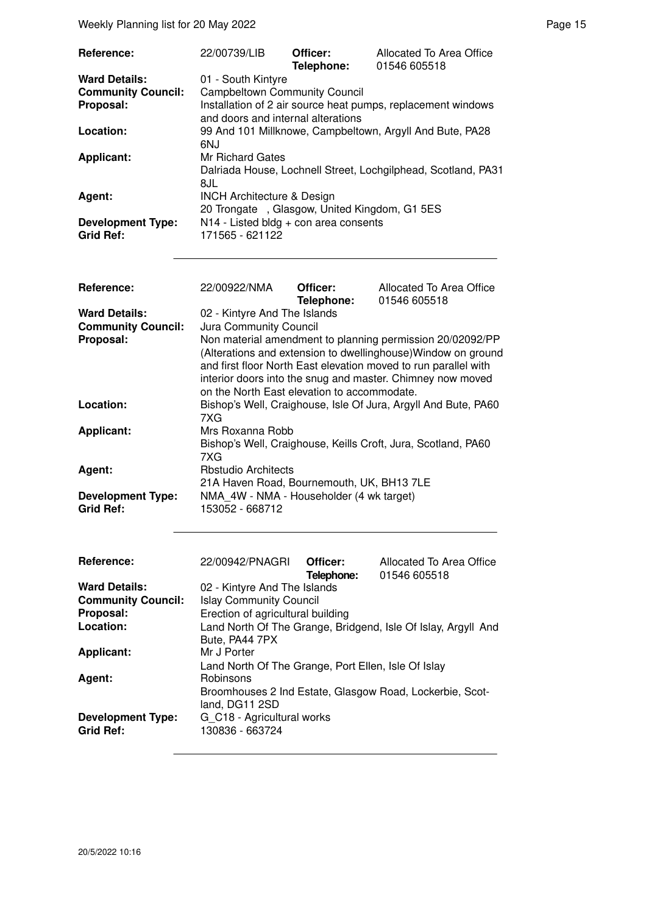| | | | |
|---|---|---|---|
| **Reference:** | 22/00739/LIB | **Officer:** **Telephone:** | Allocated To Area Office 01546 605518 |
| **Ward Details:** | 01 - South Kintyre | | |
| **Community Council:** | Campbeltown Community Council | | |
| **Proposal:** | Installation of 2 air source heat pumps, replacement windows and doors and internal alterations | | |
| **Location:** | 99 And 101 Millknowe, Campbeltown, Argyll And Bute, PA28 6NJ | | |
| **Applicant:** | Mr Richard Gates Dalriada House, Lochnell Street, Lochgilphead, Scotland, PA31 8JL | | |
| **Agent:** | INCH Architecture & Design 20 Trongate , Glasgow, United Kingdom, G1 5ES | | |
| **Development Type:** | N14 - Listed bldg + con area consents | | |
| **Grid Ref:** | 171565 - 621122 | | |

| | | | |
|---|---|---|---|
| **Reference:** | 22/00922/NMA | **Officer:** **Telephone:** | Allocated To Area Office 01546 605518 |
| **Ward Details:** | 02 - Kintyre And The Islands | | |
| **Community Council:** | Jura Community Council | | |
| **Proposal:** | Non material amendment to planning permission 20/02092/PP (Alterations and extension to dwellinghouse)Window on ground and first floor North East elevation moved to run parallel with interior doors into the snug and master. Chimney now moved on the North East elevation to accommodate. | | |
| **Location:** | Bishop's Well, Craighouse, Isle Of Jura, Argyll And Bute, PA60 7XG | | |
| **Applicant:** | Mrs Roxanna Robb Bishop's Well, Craighouse, Keills Croft, Jura, Scotland, PA60 7XG | | |
| **Agent:** | Rbstudio Architects 21A Haven Road, Bournemouth, UK, BH13 7LE | | |
| **Development Type:** | NMA_4W - NMA - Householder (4 wk target) | | |
| **Grid Ref:** | 153052 - 668712 | | |

| | | | |
|---|---|---|---|
| **Reference:** | 22/00942/PNAGRI | **Officer:** **Telephone:** | Allocated To Area Office 01546 605518 |
| **Ward Details:** | 02 - Kintyre And The Islands | | |
| **Community Council:** | Islay Community Council | | |
| **Proposal:** | Erection of agricultural building | | |
| **Location:** | Land North Of The Grange, Bridgend, Isle Of Islay, Argyll And Bute, PA44 7PX | | |
| **Applicant:** | Mr J Porter Land North Of The Grange, Port Ellen, Isle Of Islay | | |
| **Agent:** | Robinsons Broomhouses 2 Ind Estate, Glasgow Road, Lockerbie, Scotland, DG11 2SD | | |
| **Development Type:** | G_C18 - Agricultural works | | |
| **Grid Ref:** | 130836 - 663724 | | |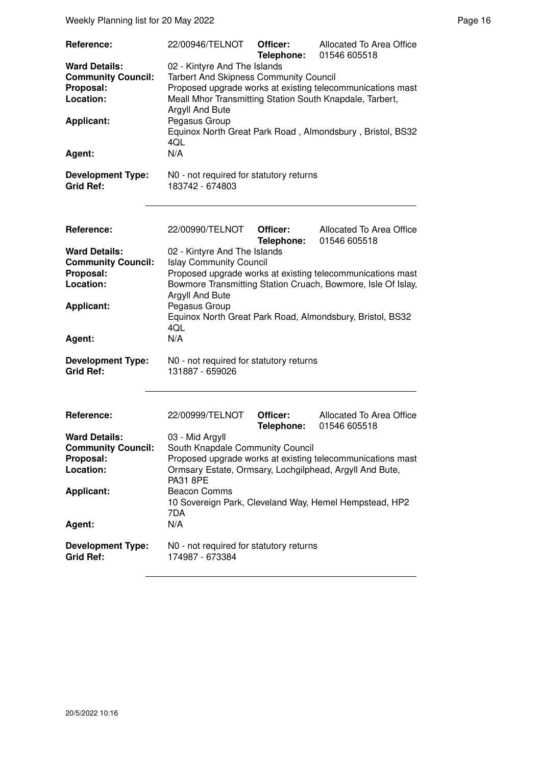| | | | |
|---|---|---|---|
| **Reference:** | 22/00946/TELNOT | **Officer:** **Telephone:** | Allocated To Area Office 01546 605518 |
| **Ward Details:** | 02 - Kintyre And The Islands | | |
| **Community Council:** | Tarbert And Skipness Community Council | | |
| **Proposal:** | Proposed upgrade works at existing telecommunications mast | | |
| **Location:** | Meall Mhor Transmitting Station South Knapdale, Tarbert, Argyll And Bute | | |
| **Applicant:** | Pegasus Group Equinox North Great Park Road , Almondsbury , Bristol, BS32 4QL | | |
| **Agent:** | N/A | | |
| **Development Type:** | N0 - not required for statutory returns | | |
| **Grid Ref:** | 183742 - 674803 | | |

| | | | |
|---|---|---|---|
| **Reference:** | 22/00990/TELNOT | **Officer:** **Telephone:** | Allocated To Area Office 01546 605518 |
| **Ward Details:** | 02 - Kintyre And The Islands | | |
| **Community Council:** | Islay Community Council | | |
| **Proposal:** | Proposed upgrade works at existing telecommunications mast | | |
| **Location:** | Bowmore Transmitting Station Cruach, Bowmore, Isle Of Islay, Argyll And Bute | | |
| **Applicant:** | Pegasus Group Equinox North Great Park Road, Almondsbury, Bristol, BS32 4QL | | |
| **Agent:** | N/A | | |
| **Development Type:** | N0 - not required for statutory returns | | |
| **Grid Ref:** | 131887 - 659026 | | |

| | | | |
|---|---|---|---|
| **Reference:** | 22/00999/TELNOT | **Officer:** **Telephone:** | Allocated To Area Office 01546 605518 |
| **Ward Details:** | 03 - Mid Argyll | | |
| **Community Council:** | South Knapdale Community Council | | |
| **Proposal:** | Proposed upgrade works at existing telecommunications mast | | |
| **Location:** | Ormsary Estate, Ormsary, Lochgilphead, Argyll And Bute, PA31 8PE | | |
| **Applicant:** | Beacon Comms 10 Sovereign Park, Cleveland Way, Hemel Hempstead, HP2 7DA | | |
| **Agent:** | N/A | | |
| **Development Type:** | N0 - not required for statutory returns | | |
| **Grid Ref:** | 174987 - 673384 | | |